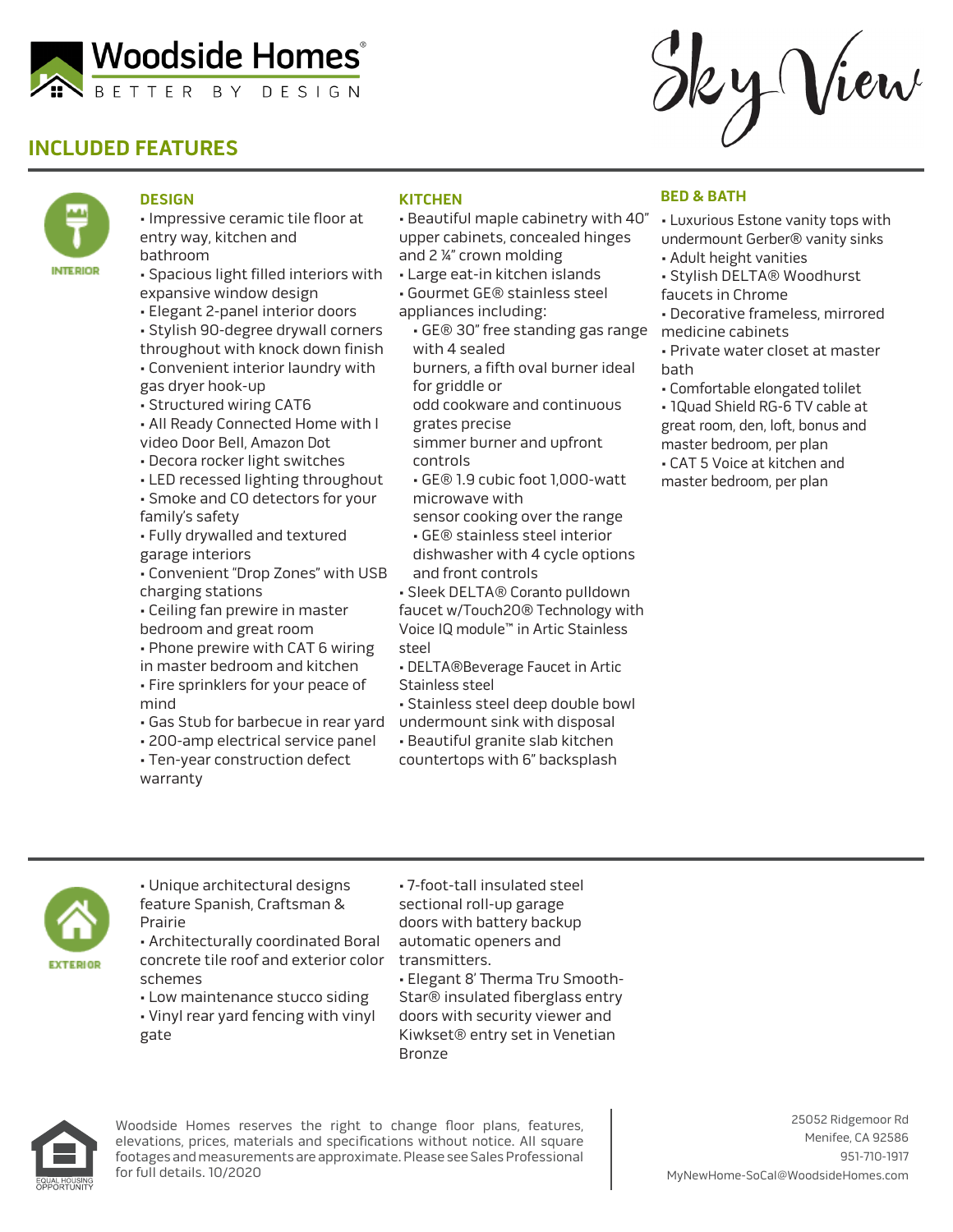Woodside Homes®
BETTER BY DESIGN

Sky View

## INCLUDED FEATURES

INTERIOR

### DESIGN

- Impressive ceramic tile floor at entry way, kitchen and bathroom
- Spacious light filled interiors with expansive window design
- Elegant 2-panel interior doors
- Stylish 90-degree drywall corners throughout with knock down finish
- Convenient interior laundry with gas dryer hook-up
- Structured wiring CAT6
- All Ready Connected Home with I video Door Bell, Amazon Dot
- Decora rocker light switches
- LED recessed lighting throughout
- Smoke and CO detectors for your family's safety
- Fully drywalled and textured garage interiors
- Convenient "Drop Zones" with USB charging stations
- Ceiling fan prewire in master bedroom and great room
- Phone prewire with CAT 6 wiring in master bedroom and kitchen
- Fire sprinklers for your peace of mind
- Gas Stub for barbecue in rear yard
- 200-amp electrical service panel
- Ten-year construction defect warranty

### KITCHEN

- Beautiful maple cabinetry with 40" upper cabinets, concealed hinges and 2 ¼" crown molding
- Large eat-in kitchen islands
- Gourmet GE® stainless steel appliances including:
  - GE® 30" free standing gas range with 4 sealed burners, a fifth oval burner ideal for griddle or odd cookware and continuous grates precise simmer burner and upfront controls
  - GE® 1.9 cubic foot 1,000-watt microwave with sensor cooking over the range
  - GE® stainless steel interior dishwasher with 4 cycle options and front controls
- Sleek DELTA® Coranto pulldown faucet w/Touch2O® Technology with Voice IQ module™ in Artic Stainless steel
- DELTA®Beverage Faucet in Artic Stainless steel
- Stainless steel deep double bowl undermount sink with disposal
- Beautiful granite slab kitchen countertops with 6" backsplash

### BED & BATH

- Luxurious Estone vanity tops with undermount Gerber® vanity sinks
- Adult height vanities
- Stylish DELTA® Woodhurst faucets in Chrome
- Decorative frameless, mirrored medicine cabinets
- Private water closet at master bath
- Comfortable elongated tololet
- 1Quad Shield RG-6 TV cable at great room, den, loft, bonus and master bedroom, per plan
- CAT 5 Voice at kitchen and master bedroom, per plan

EXTERIOR

- Unique architectural designs feature Spanish, Craftsman & Prairie
- Architecturally coordinated Boral concrete tile roof and exterior color schemes
- Low maintenance stucco siding
- Vinyl rear yard fencing with vinyl gate
- 7-foot-tall insulated steel sectional roll-up garage doors with battery backup automatic openers and transmitters.
- Elegant 8' Therma Tru Smooth-Star® insulated fiberglass entry doors with security viewer and Kwikset® entry set in Venetian Bronze

EQUAL HOUSING OPPORTUNITY

Woodside Homes reserves the right to change floor plans, features, elevations, prices, materials and specifications without notice. All square footages and measurements are approximate. Please see Sales Professional for full details. 10/2020

25052 Ridgemoor Rd
Menifee, CA 92586
951-710-1917
MyNewHome-SoCal@WoodsideHomes.com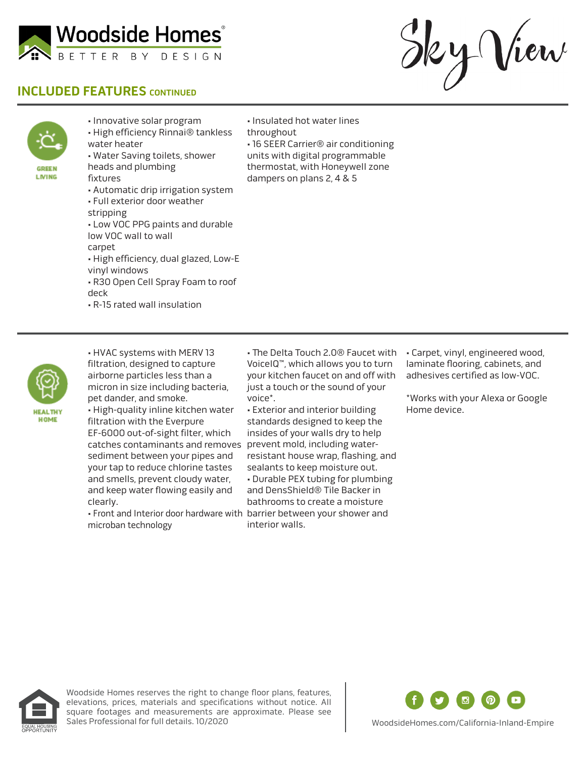Woodside Homes

BETTER BY DESIGN

Sky View

## INCLUDED FEATURES CONTINUED

### GREEN LIVING

- Innovative solar program
- High efficiency Rinnai® tankless water heater
- Water Saving toilets, shower heads and plumbing fixtures
- Automatic drip irrigation system
- Full exterior door weather stripping
- Low VOC PPG paints and durable low VOC wall to wall carpet
- High efficiency, dual glazed, Low-E vinyl windows
- R30 Open Cell Spray Foam to roof deck
- R-15 rated wall insulation
- Insulated hot water lines throughout
- 16 SEER Carrier® air conditioning units with digital programmable thermostat, with Honeywell zone dampers on plans 2, 4 & 5

### HEALTHY HOME

- HVAC systems with MERV 13 filtration, designed to capture airborne particles less than a micron in size including bacteria, pet dander, and smoke.
- High-quality inline kitchen water filtration with the Everpure EF-6000 out-of-sight filter, which catches contaminants and removes sediment between your pipes and your tap to reduce chlorine tastes and smells, prevent cloudy water, and keep water flowing easily and clearly.
- Front and Interior door hardware with microban technology
- The Delta Touch 2.0® Faucet with VoiceIQ™, which allows you to turn your kitchen faucet on and off with just a touch or the sound of your voice*.
- Exterior and interior building standards designed to keep the insides of your walls dry to help prevent mold, including water-resistant house wrap, flashing, and sealants to keep moisture out.
- Durable PEX tubing for plumbing and DensShield® Tile Backer in bathrooms to create a moisture barrier between your shower and interior walls.
- Carpet, vinyl, engineered wood, laminate flooring, cabinets, and adhesives certified as low-VOC.

*Works with your Alexa or Google Home device.

EQUAL HOUSING OPPORTUNITY

Woodside Homes reserves the right to change floor plans, features, elevations, prices, materials and specifications without notice. All square footages and measurements are approximate. Please see Sales Professional for full details. 10/2020

WoodsideHomes.com/California-Inland-Empire